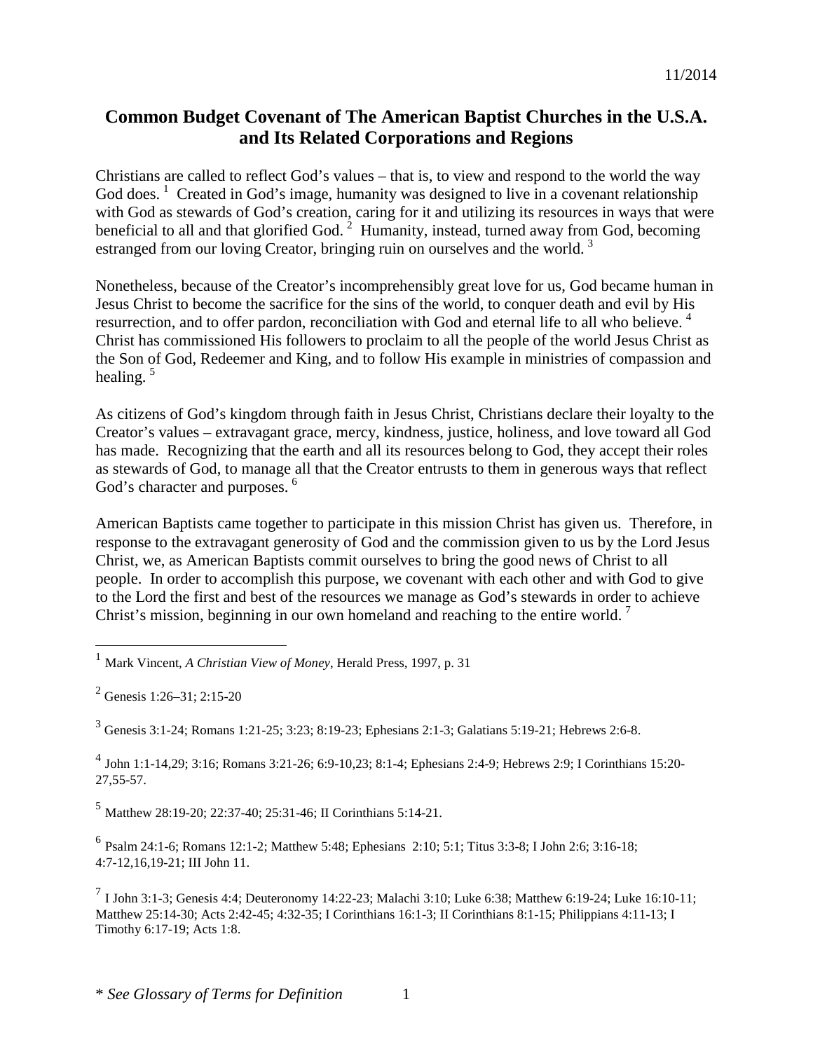11/2014

# Common Budget Covenant of The American Baptist Churches in the U.S.A. and Its Related Corporations and Regions

Christians are called to reflect God's values – that is, to view and respond to the world the way God does. [1] Created in God's image, humanity was designed to live in a covenant relationship with God as stewards of God's creation, caring for it and utilizing its resources in ways that were beneficial to all and that glorified God. [2] Humanity, instead, turned away from God, becoming estranged from our loving Creator, bringing ruin on ourselves and the world. [3]

Nonetheless, because of the Creator's incomprehensibly great love for us, God became human in Jesus Christ to become the sacrifice for the sins of the world, to conquer death and evil by His resurrection, and to offer pardon, reconciliation with God and eternal life to all who believe. [4] Christ has commissioned His followers to proclaim to all the people of the world Jesus Christ as the Son of God, Redeemer and King, and to follow His example in ministries of compassion and healing. [5]

As citizens of God's kingdom through faith in Jesus Christ, Christians declare their loyalty to the Creator's values – extravagant grace, mercy, kindness, justice, holiness, and love toward all God has made. Recognizing that the earth and all its resources belong to God, they accept their roles as stewards of God, to manage all that the Creator entrusts to them in generous ways that reflect God's character and purposes. [6]

American Baptists came together to participate in this mission Christ has given us. Therefore, in response to the extravagant generosity of God and the commission given to us by the Lord Jesus Christ, we, as American Baptists commit ourselves to bring the good news of Christ to all people. In order to accomplish this purpose, we covenant with each other and with God to give to the Lord the first and best of the resources we manage as God's stewards in order to achieve Christ's mission, beginning in our own homeland and reaching to the entire world. [7]

---

[1] Mark Vincent, *A Christian View of Money*, Herald Press, 1997, p. 31

[2] Genesis 1:26–31; 2:15-20

[3] Genesis 3:1-24; Romans 1:21-25; 3:23; 8:19-23; Ephesians 2:1-3; Galatians 5:19-21; Hebrews 2:6-8.

[4] John 1:1-14,29; 3:16; Romans 3:21-26; 6:9-10,23; 8:1-4; Ephesians 2:4-9; Hebrews 2:9; I Corinthians 15:20-27,55-57.

[5] Matthew 28:19-20; 22:37-40; 25:31-46; II Corinthians 5:14-21.

[6] Psalm 24:1-6; Romans 12:1-2; Matthew 5:48; Ephesians 2:10; 5:1; Titus 3:3-8; I John 2:6; 3:16-18; 4:7-12,16,19-21; III John 11.

[7] I John 3:1-3; Genesis 4:4; Deuteronomy 14:22-23; Malachi 3:10; Luke 6:38; Matthew 6:19-24; Luke 16:10-11; Matthew 25:14-30; Acts 2:42-45; 4:32-35; I Corinthians 16:1-3; II Corinthians 8:1-15; Philippians 4:11-13; I Timothy 6:17-19; Acts 1:8.

\* *See Glossary of Terms for Definition*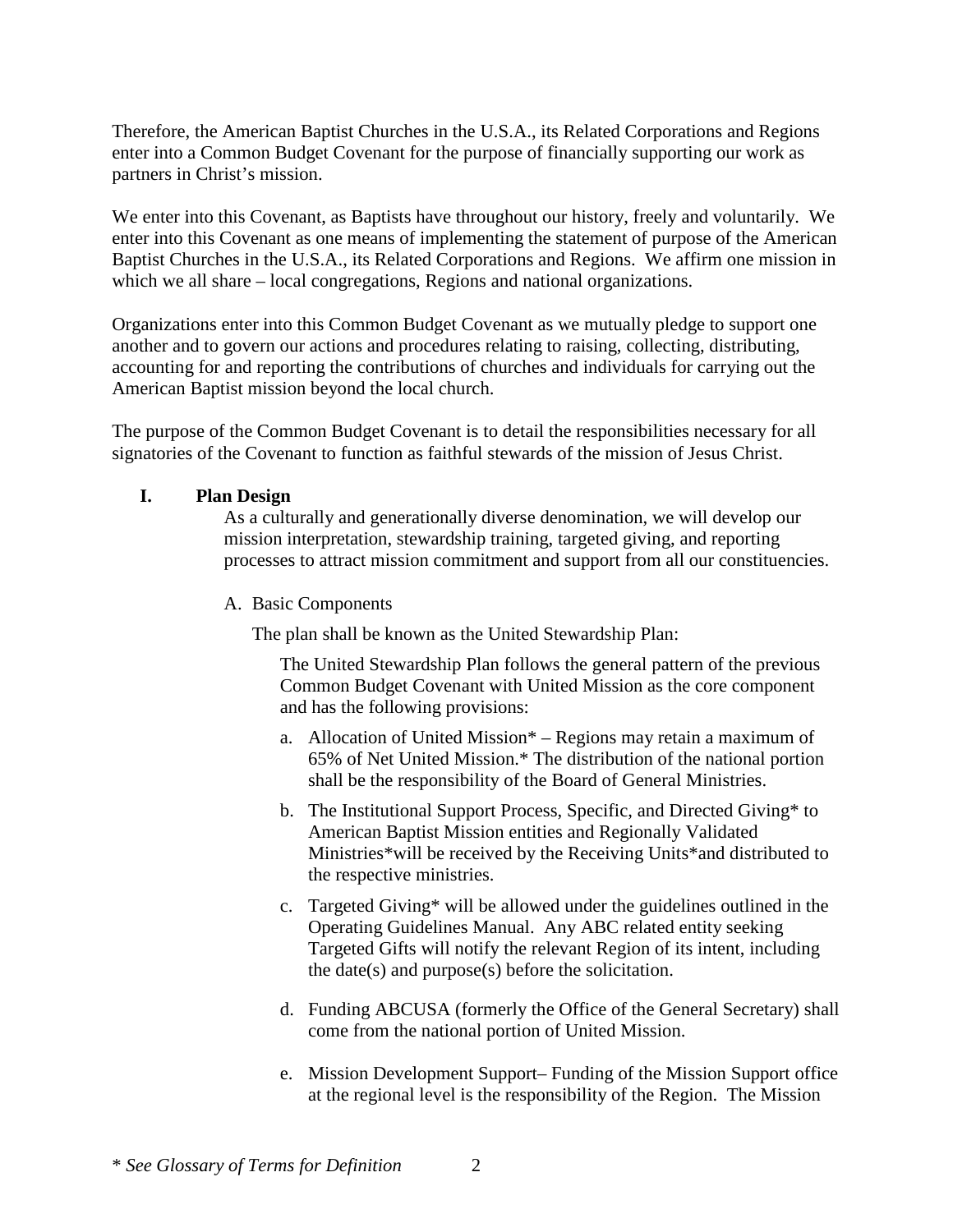Therefore, the American Baptist Churches in the U.S.A., its Related Corporations and Regions enter into a Common Budget Covenant for the purpose of financially supporting our work as partners in Christ's mission.

We enter into this Covenant, as Baptists have throughout our history, freely and voluntarily. We enter into this Covenant as one means of implementing the statement of purpose of the American Baptist Churches in the U.S.A., its Related Corporations and Regions. We affirm one mission in which we all share – local congregations, Regions and national organizations.

Organizations enter into this Common Budget Covenant as we mutually pledge to support one another and to govern our actions and procedures relating to raising, collecting, distributing, accounting for and reporting the contributions of churches and individuals for carrying out the American Baptist mission beyond the local church.

The purpose of the Common Budget Covenant is to detail the responsibilities necessary for all signatories of the Covenant to function as faithful stewards of the mission of Jesus Christ.

## I. Plan Design

As a culturally and generationally diverse denomination, we will develop our mission interpretation, stewardship training, targeted giving, and reporting processes to attract mission commitment and support from all our constituencies.

A. Basic Components

The plan shall be known as the United Stewardship Plan:

The United Stewardship Plan follows the general pattern of the previous Common Budget Covenant with United Mission as the core component and has the following provisions:

a. Allocation of United Mission* – Regions may retain a maximum of 65% of Net United Mission.* The distribution of the national portion shall be the responsibility of the Board of General Ministries.

b. The Institutional Support Process, Specific, and Directed Giving* to American Baptist Mission entities and Regionally Validated Ministries*will be received by the Receiving Units*and distributed to the respective ministries.

c. Targeted Giving* will be allowed under the guidelines outlined in the Operating Guidelines Manual. Any ABC related entity seeking Targeted Gifts will notify the relevant Region of its intent, including the date(s) and purpose(s) before the solicitation.

d. Funding ABCUSA (formerly the Office of the General Secretary) shall come from the national portion of United Mission.

e. Mission Development Support– Funding of the Mission Support office at the regional level is the responsibility of the Region. The Mission

*\* See Glossary of Terms for Definition*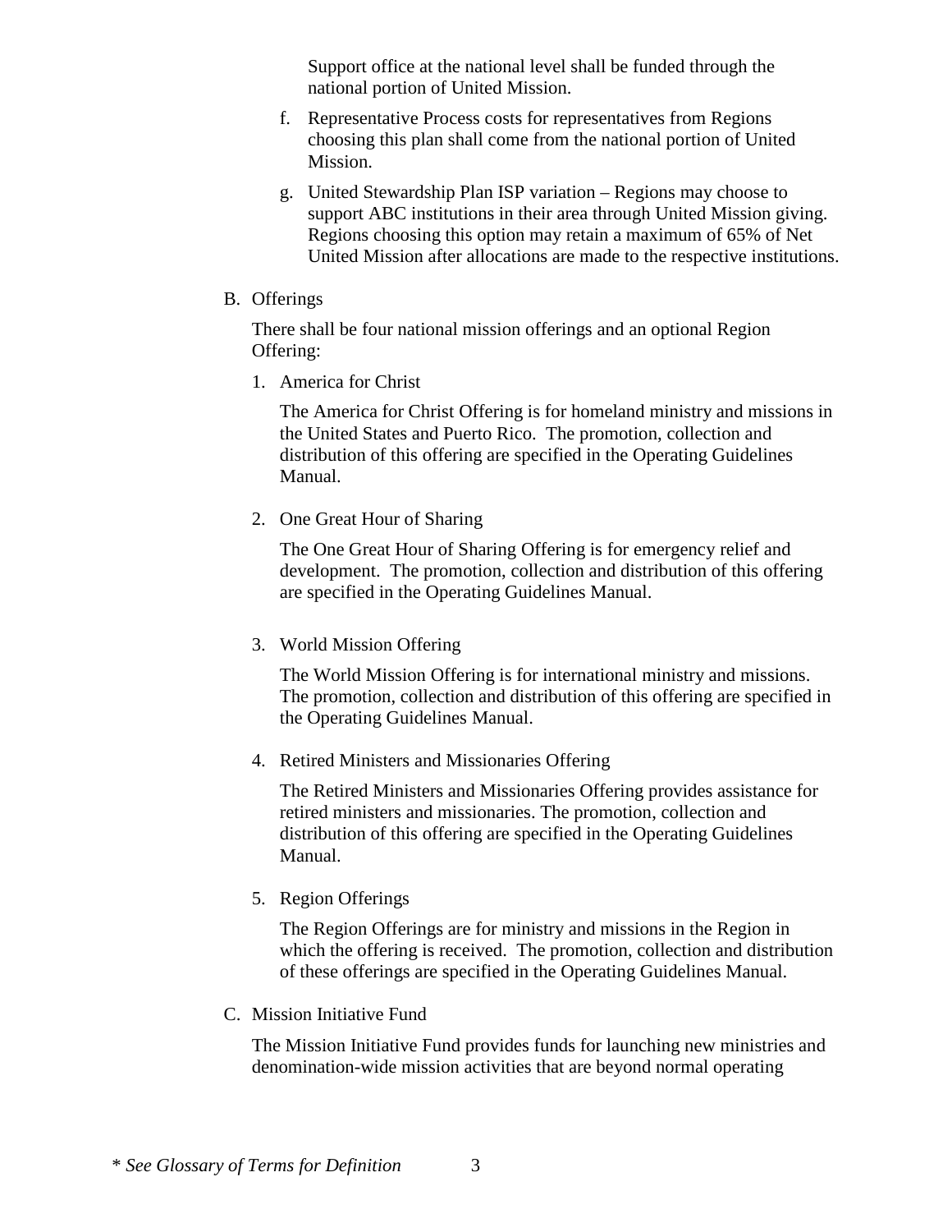Support office at the national level shall be funded through the national portion of United Mission.

f. Representative Process costs for representatives from Regions choosing this plan shall come from the national portion of United Mission.

g. United Stewardship Plan ISP variation – Regions may choose to support ABC institutions in their area through United Mission giving. Regions choosing this option may retain a maximum of 65% of Net United Mission after allocations are made to the respective institutions.

B. Offerings

There shall be four national mission offerings and an optional Region Offering:

1. America for Christ

   The America for Christ Offering is for homeland ministry and missions in the United States and Puerto Rico. The promotion, collection and distribution of this offering are specified in the Operating Guidelines Manual.

2. One Great Hour of Sharing

   The One Great Hour of Sharing Offering is for emergency relief and development. The promotion, collection and distribution of this offering are specified in the Operating Guidelines Manual.

3. World Mission Offering

   The World Mission Offering is for international ministry and missions. The promotion, collection and distribution of this offering are specified in the Operating Guidelines Manual.

4. Retired Ministers and Missionaries Offering

   The Retired Ministers and Missionaries Offering provides assistance for retired ministers and missionaries. The promotion, collection and distribution of this offering are specified in the Operating Guidelines Manual.

5. Region Offerings

   The Region Offerings are for ministry and missions in the Region in which the offering is received. The promotion, collection and distribution of these offerings are specified in the Operating Guidelines Manual.

C. Mission Initiative Fund

The Mission Initiative Fund provides funds for launching new ministries and denomination-wide mission activities that are beyond normal operating

*\* See Glossary of Terms for Definition*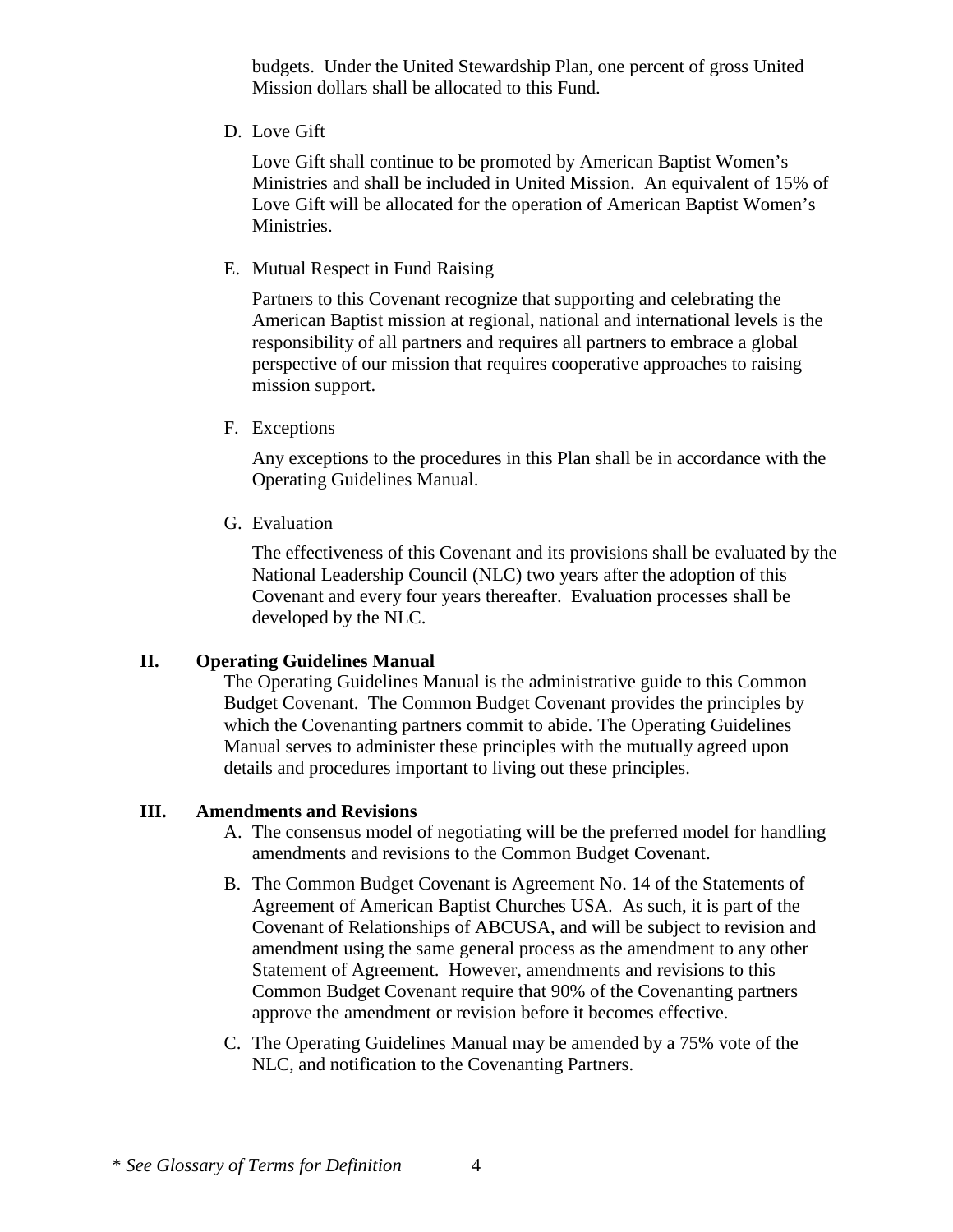budgets. Under the United Stewardship Plan, one percent of gross United Mission dollars shall be allocated to this Fund.

D. Love Gift

Love Gift shall continue to be promoted by American Baptist Women's Ministries and shall be included in United Mission. An equivalent of 15% of Love Gift will be allocated for the operation of American Baptist Women's Ministries.

E. Mutual Respect in Fund Raising

Partners to this Covenant recognize that supporting and celebrating the American Baptist mission at regional, national and international levels is the responsibility of all partners and requires all partners to embrace a global perspective of our mission that requires cooperative approaches to raising mission support.

F. Exceptions

Any exceptions to the procedures in this Plan shall be in accordance with the Operating Guidelines Manual.

G. Evaluation

The effectiveness of this Covenant and its provisions shall be evaluated by the National Leadership Council (NLC) two years after the adoption of this Covenant and every four years thereafter. Evaluation processes shall be developed by the NLC.

## II. Operating Guidelines Manual

The Operating Guidelines Manual is the administrative guide to this Common Budget Covenant. The Common Budget Covenant provides the principles by which the Covenanting partners commit to abide. The Operating Guidelines Manual serves to administer these principles with the mutually agreed upon details and procedures important to living out these principles.

## III. Amendments and Revisions

A. The consensus model of negotiating will be the preferred model for handling amendments and revisions to the Common Budget Covenant.

B. The Common Budget Covenant is Agreement No. 14 of the Statements of Agreement of American Baptist Churches USA. As such, it is part of the Covenant of Relationships of ABCUSA, and will be subject to revision and amendment using the same general process as the amendment to any other Statement of Agreement. However, amendments and revisions to this Common Budget Covenant require that 90% of the Covenanting partners approve the amendment or revision before it becomes effective.

C. The Operating Guidelines Manual may be amended by a 75% vote of the NLC, and notification to the Covenanting Partners.

*\* See Glossary of Terms for Definition*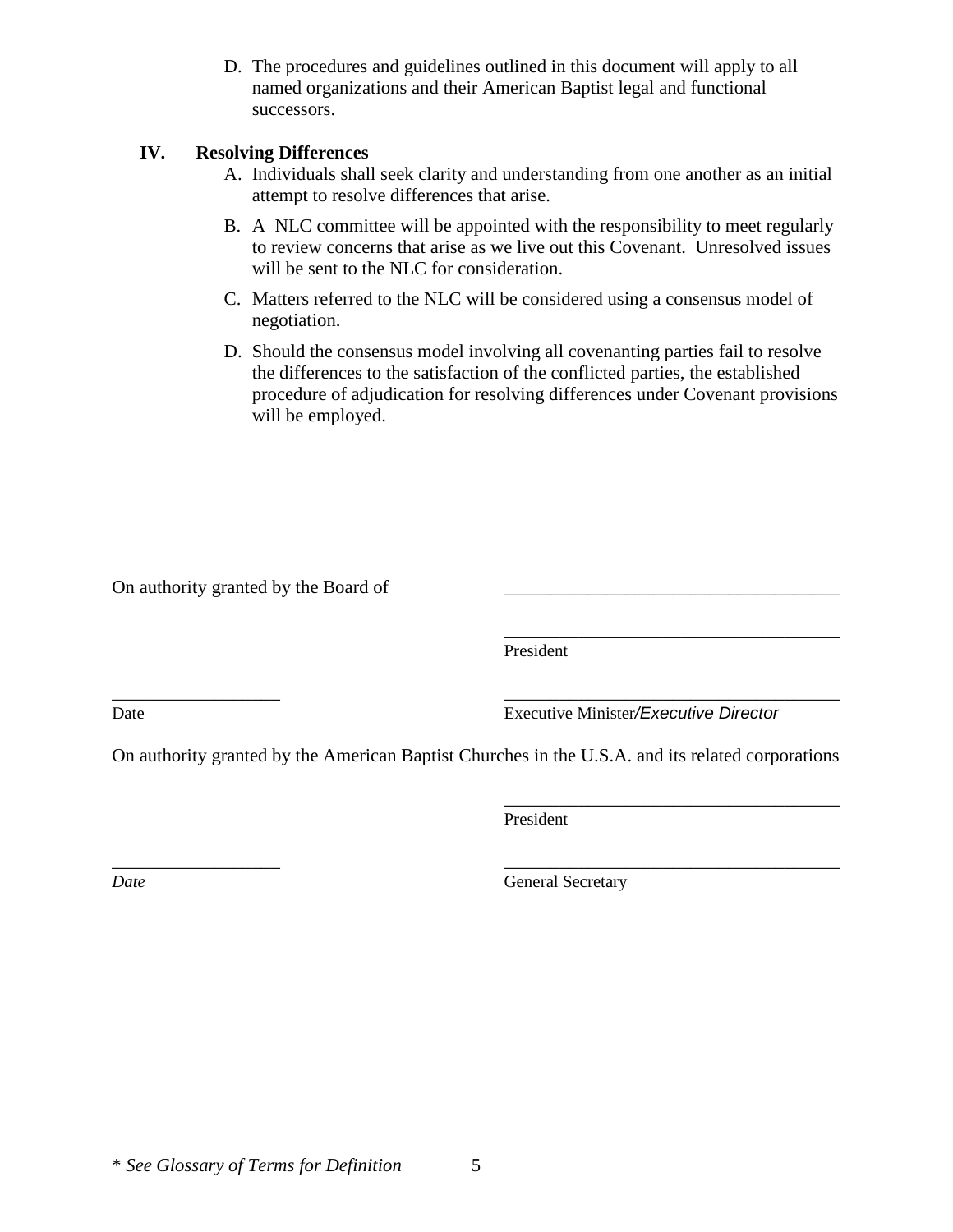D. The procedures and guidelines outlined in this document will apply to all named organizations and their American Baptist legal and functional successors.

## IV. Resolving Differences

A. Individuals shall seek clarity and understanding from one another as an initial attempt to resolve differences that arise.

B. A NLC committee will be appointed with the responsibility to meet regularly to review concerns that arise as we live out this Covenant. Unresolved issues will be sent to the NLC for consideration.

C. Matters referred to the NLC will be considered using a consensus model of negotiation.

D. Should the consensus model involving all covenanting parties fail to resolve the differences to the satisfaction of the conflicted parties, the established procedure of adjudication for resolving differences under Covenant provisions will be employed.

On authority granted by the Board of \_\_\_\_\_\_\_\_\_\_\_\_\_\_\_\_\_\_\_\_\_\_\_\_\_\_\_\_\_\_\_\_\_\_\_\_\_\_

\_\_\_\_\_\_\_\_\_\_\_\_\_\_\_\_\_\_\_\_\_\_\_\_\_\_\_\_\_\_\_\_\_\_\_\_\_\_
President

\_\_\_\_\_\_\_\_\_\_\_\_\_\_\_\_\_\_\_ \_\_\_\_\_\_\_\_\_\_\_\_\_\_\_\_\_\_\_\_\_\_\_\_\_\_\_\_\_\_\_\_\_\_\_\_\_\_
Date Executive Minister/*Executive Director*

On authority granted by the American Baptist Churches in the U.S.A. and its related corporations

\_\_\_\_\_\_\_\_\_\_\_\_\_\_\_\_\_\_\_\_\_\_\_\_\_\_\_\_\_\_\_\_\_\_\_\_\_\_
President

\_\_\_\_\_\_\_\_\_\_\_\_\_\_\_\_\_\_\_ \_\_\_\_\_\_\_\_\_\_\_\_\_\_\_\_\_\_\_\_\_\_\_\_\_\_\_\_\_\_\_\_\_\_\_\_\_\_
*Date* General Secretary

\* *See Glossary of Terms for Definition*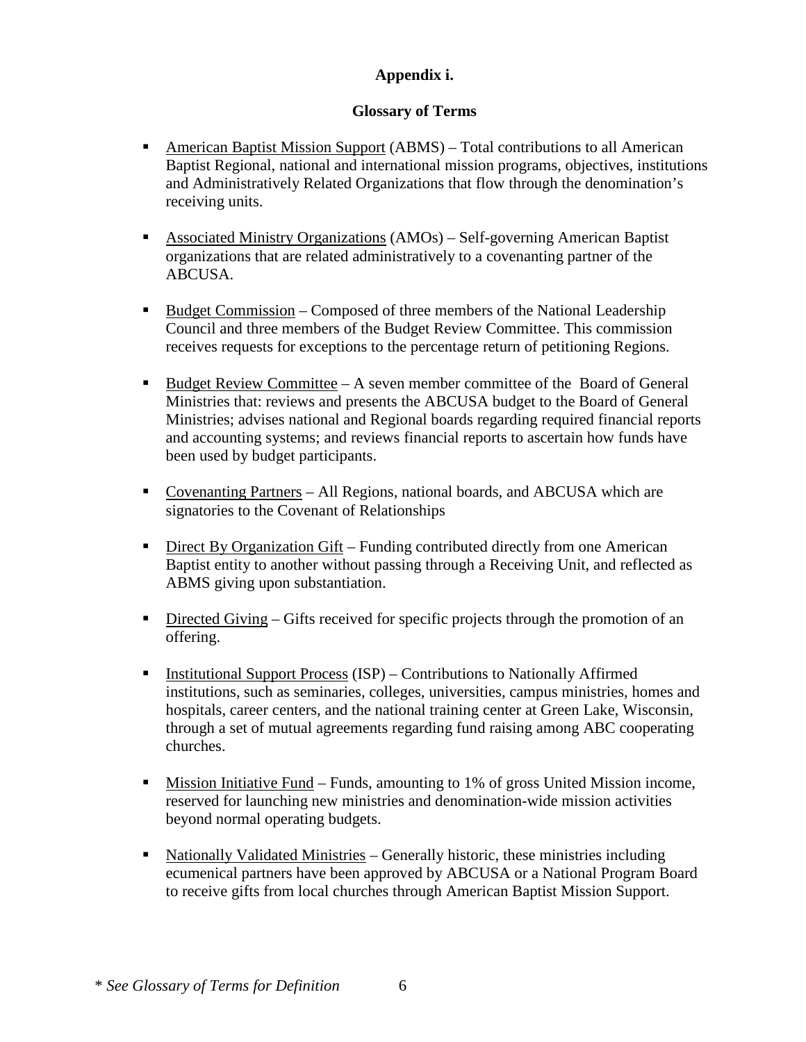**Appendix i.**

**Glossary of Terms**

- American Baptist Mission Support (ABMS) – Total contributions to all American Baptist Regional, national and international mission programs, objectives, institutions and Administratively Related Organizations that flow through the denomination's receiving units.
- Associated Ministry Organizations (AMOs) – Self-governing American Baptist organizations that are related administratively to a covenanting partner of the ABCUSA.
- Budget Commission – Composed of three members of the National Leadership Council and three members of the Budget Review Committee. This commission receives requests for exceptions to the percentage return of petitioning Regions.
- Budget Review Committee – A seven member committee of the Board of General Ministries that: reviews and presents the ABCUSA budget to the Board of General Ministries; advises national and Regional boards regarding required financial reports and accounting systems; and reviews financial reports to ascertain how funds have been used by budget participants.
- Covenanting Partners – All Regions, national boards, and ABCUSA which are signatories to the Covenant of Relationships
- Direct By Organization Gift – Funding contributed directly from one American Baptist entity to another without passing through a Receiving Unit, and reflected as ABMS giving upon substantiation.
- Directed Giving – Gifts received for specific projects through the promotion of an offering.
- Institutional Support Process (ISP) – Contributions to Nationally Affirmed institutions, such as seminaries, colleges, universities, campus ministries, homes and hospitals, career centers, and the national training center at Green Lake, Wisconsin, through a set of mutual agreements regarding fund raising among ABC cooperating churches.
- Mission Initiative Fund – Funds, amounting to 1% of gross United Mission income, reserved for launching new ministries and denomination-wide mission activities beyond normal operating budgets.
- Nationally Validated Ministries – Generally historic, these ministries including ecumenical partners have been approved by ABCUSA or a National Program Board to receive gifts from local churches through American Baptist Mission Support.

*\* See Glossary of Terms for Definition*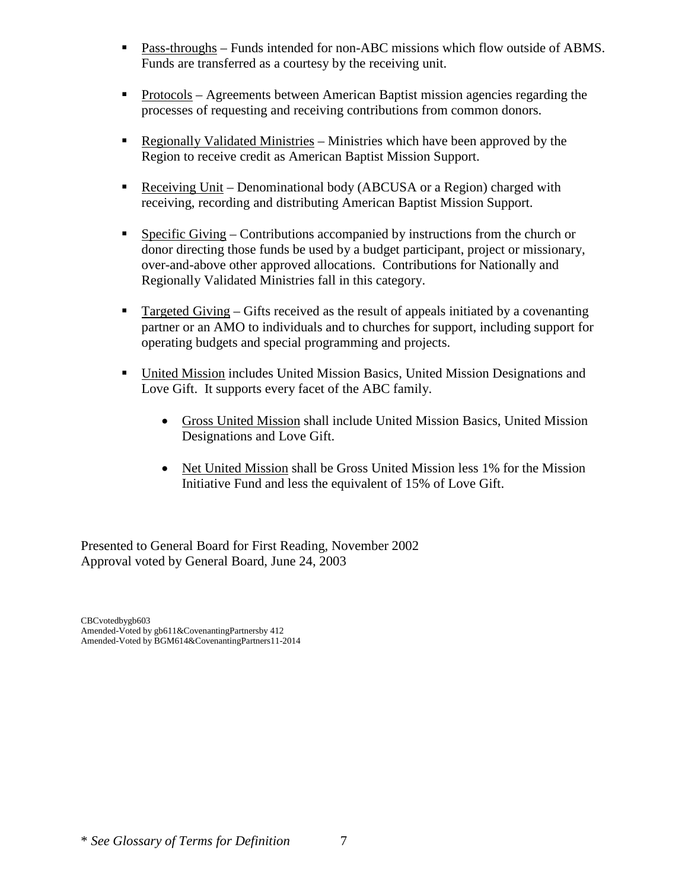- Pass-throughs – Funds intended for non-ABC missions which flow outside of ABMS. Funds are transferred as a courtesy by the receiving unit.

- Protocols – Agreements between American Baptist mission agencies regarding the processes of requesting and receiving contributions from common donors.

- Regionally Validated Ministries – Ministries which have been approved by the Region to receive credit as American Baptist Mission Support.

- Receiving Unit – Denominational body (ABCUSA or a Region) charged with receiving, recording and distributing American Baptist Mission Support.

- Specific Giving – Contributions accompanied by instructions from the church or donor directing those funds be used by a budget participant, project or missionary, over-and-above other approved allocations. Contributions for Nationally and Regionally Validated Ministries fall in this category.

- Targeted Giving – Gifts received as the result of appeals initiated by a covenanting partner or an AMO to individuals and to churches for support, including support for operating budgets and special programming and projects.

- United Mission includes United Mission Basics, United Mission Designations and Love Gift. It supports every facet of the ABC family.

  - Gross United Mission shall include United Mission Basics, United Mission Designations and Love Gift.

  - Net United Mission shall be Gross United Mission less 1% for the Mission Initiative Fund and less the equivalent of 15% of Love Gift.

Presented to General Board for First Reading, November 2002
Approval voted by General Board, June 24, 2003

CBCvotedbygb603
Amended-Voted by gb611&CovenantingPartnersby 412
Amended-Voted by BGM614&CovenantingPartners11-2014

*\* See Glossary of Terms for Definition*